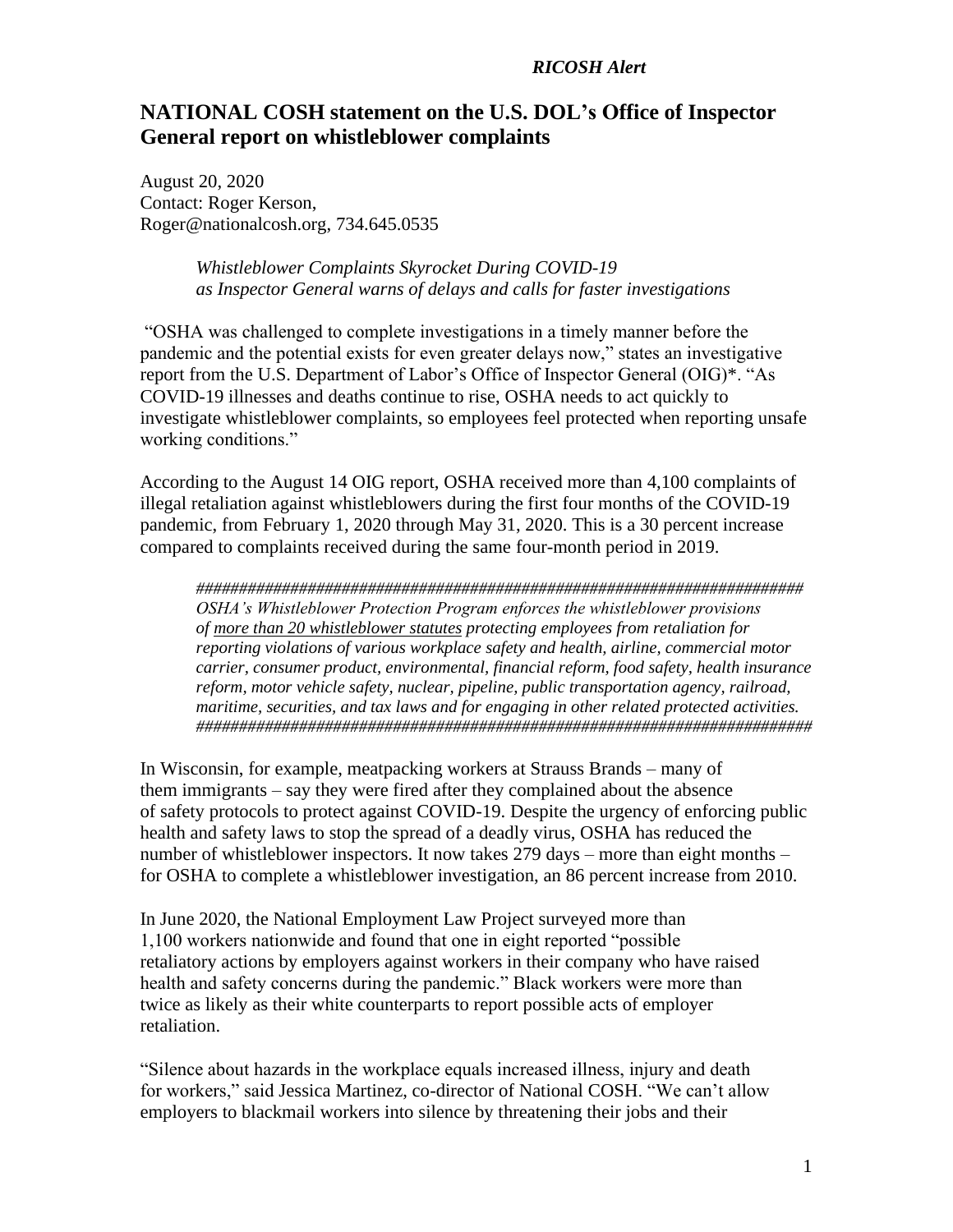*RICOSH Alert*

## NATIONAL COSH statement on the U.S. DOL's Office of Inspector General report on whistleblower complaints

August 20, 2020
Contact: Roger Kerson,
Roger@nationalcosh.org, 734.645.0535

> *Whistleblower Complaints Skyrocket During COVID-19*
> *as Inspector General warns of delays and calls for faster investigations*

"OSHA was challenged to complete investigations in a timely manner before the pandemic and the potential exists for even greater delays now," states an investigative report from the U.S. Department of Labor's Office of Inspector General (OIG)*. "As COVID-19 illnesses and deaths continue to rise, OSHA needs to act quickly to investigate whistleblower complaints, so employees feel protected when reporting unsafe working conditions."

According to the August 14 OIG report, OSHA received more than 4,100 complaints of illegal retaliation against whistleblowers during the first four months of the COVID-19 pandemic, from February 1, 2020 through May 31, 2020. This is a 30 percent increase compared to complaints received during the same four-month period in 2019.

> ##########################################################################
> *OSHA's Whistleblower Protection Program enforces the whistleblower provisions of more than 20 whistleblower statutes protecting employees from retaliation for reporting violations of various workplace safety and health, airline, commercial motor carrier, consumer product, environmental, financial reform, food safety, health insurance reform, motor vehicle safety, nuclear, pipeline, public transportation agency, railroad, maritime, securities, and tax laws and for engaging in other related protected activities.*
> ##########################################################################

In Wisconsin, for example, meatpacking workers at Strauss Brands – many of them immigrants – say they were fired after they complained about the absence of safety protocols to protect against COVID-19. Despite the urgency of enforcing public health and safety laws to stop the spread of a deadly virus, OSHA has reduced the number of whistleblower inspectors. It now takes 279 days – more than eight months – for OSHA to complete a whistleblower investigation, an 86 percent increase from 2010.

In June 2020, the National Employment Law Project surveyed more than 1,100 workers nationwide and found that one in eight reported "possible retaliatory actions by employers against workers in their company who have raised health and safety concerns during the pandemic." Black workers were more than twice as likely as their white counterparts to report possible acts of employer retaliation.

"Silence about hazards in the workplace equals increased illness, injury and death for workers," said Jessica Martinez, co-director of National COSH. "We can't allow employers to blackmail workers into silence by threatening their jobs and their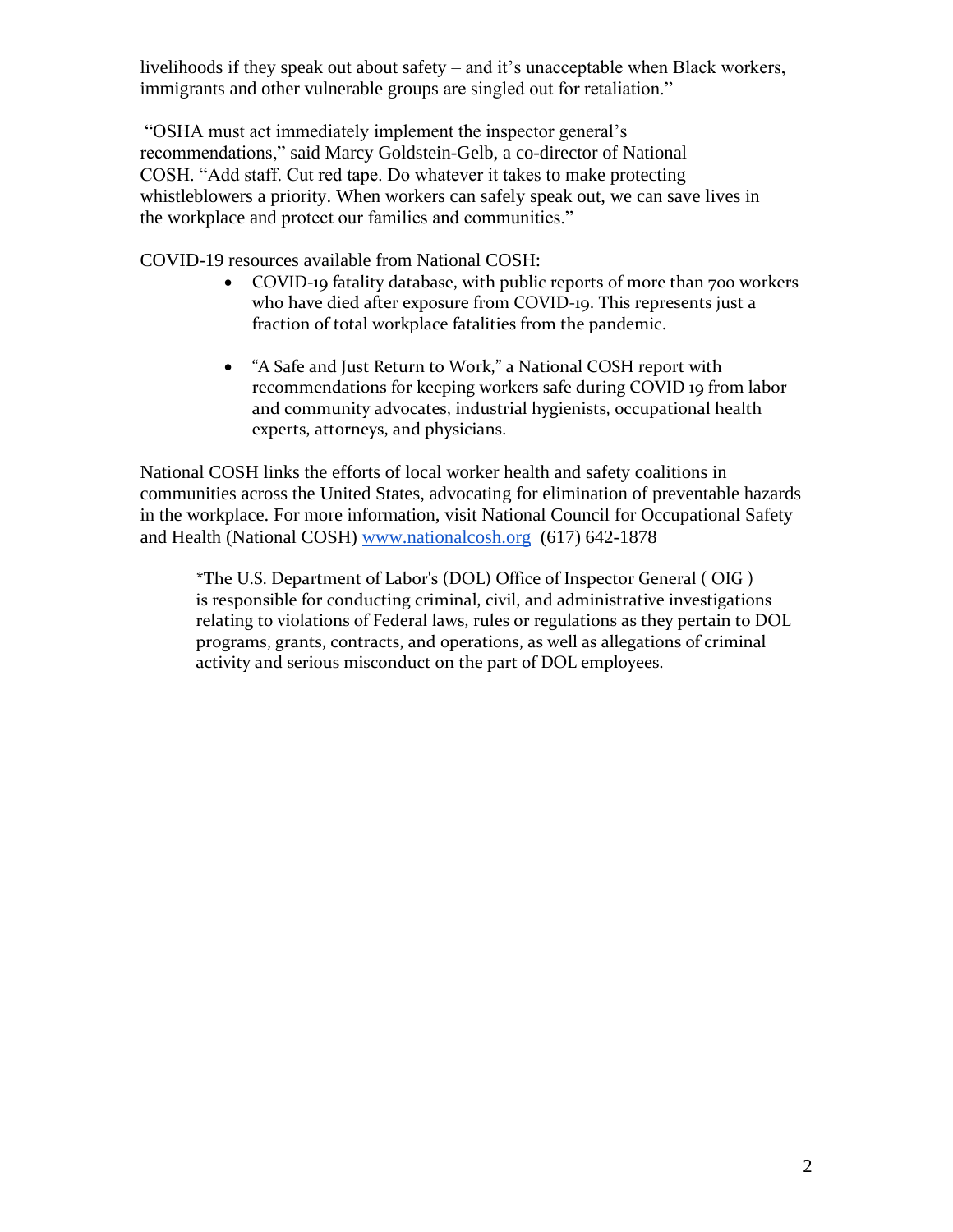livelihoods if they speak out about safety – and it's unacceptable when Black workers, immigrants and other vulnerable groups are singled out for retaliation."

"OSHA must act immediately implement the inspector general's recommendations," said Marcy Goldstein-Gelb, a co-director of National COSH. "Add staff. Cut red tape. Do whatever it takes to make protecting whistleblowers a priority. When workers can safely speak out, we can save lives in the workplace and protect our families and communities."

COVID-19 resources available from National COSH:

- COVID-19 fatality database, with public reports of more than 700 workers who have died after exposure from COVID-19. This represents just a fraction of total workplace fatalities from the pandemic.
- "A Safe and Just Return to Work," a National COSH report with recommendations for keeping workers safe during COVID 19 from labor and community advocates, industrial hygienists, occupational health experts, attorneys, and physicians.

National COSH links the efforts of local worker health and safety coalitions in communities across the United States, advocating for elimination of preventable hazards in the workplace. For more information, visit National Council for Occupational Safety and Health (National COSH) [www.nationalcosh.org](http://www.nationalcosh.org) (617) 642-1878

> *The U.S. Department of Labor's (DOL) Office of Inspector General ( OIG ) is responsible for conducting criminal, civil, and administrative investigations relating to violations of Federal laws, rules or regulations as they pertain to DOL programs, grants, contracts, and operations, as well as allegations of criminal activity and serious misconduct on the part of DOL employees.